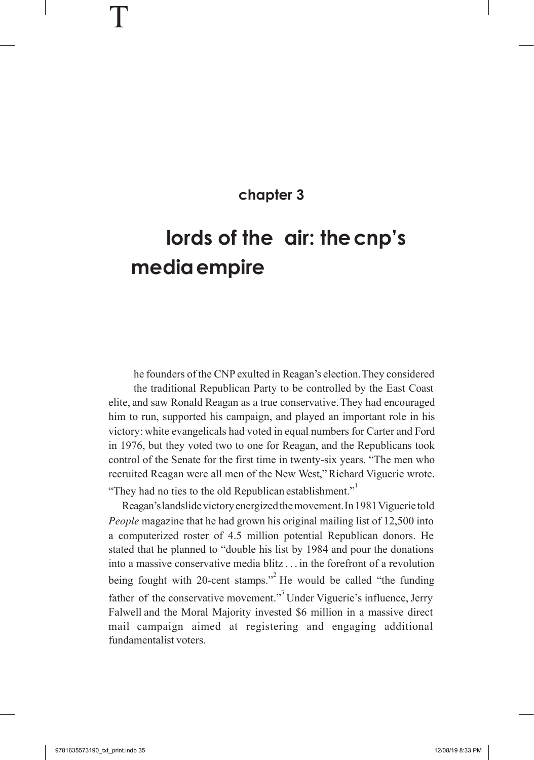## chapter 3

# lords of the air: the cnp's media empire

The founders of the CNP exulted in Reagan's election. They considered the traditional Republican Party to be controlled by the East Coast elite, and saw Ronald Reagan as a true conservative. They had encouraged him to run, supported his campaign, and played an important role in his victory: white evangelicals had voted in equal numbers for Carter and Ford in 1976, but they voted two to one for Reagan, and the Republicans took control of the Senate for the first time in twenty-six years. "The men who recruited Reagan were all men of the New West," Richard Viguerie wrote. "They had no ties to the old Republican establishment."[1]

Reagan's landslide victory energized the movement. In 1981 Viguerie told *People* magazine that he had grown his original mailing list of 12,500 into a computerized roster of 4.5 million potential Republican donors. He stated that he planned to "double his list by 1984 and pour the donations into a massive conservative media blitz . . . in the forefront of a revolution being fought with 20-cent stamps."[2] He would be called "the funding father of the conservative movement."[3] Under Viguerie's influence, Jerry Falwell and the Moral Majority invested $6 million in a massive direct mail campaign aimed at registering and engaging additional fundamentalist voters.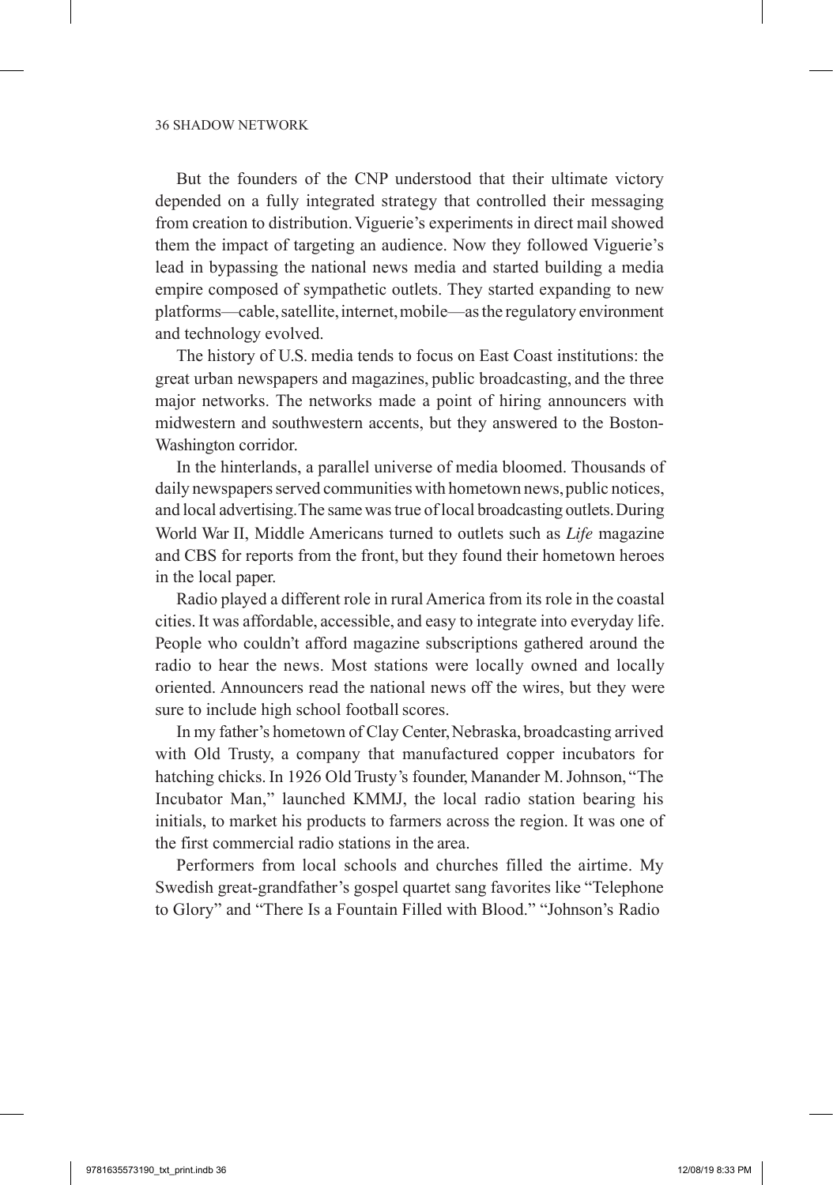But the founders of the CNP understood that their ultimate victory depended on a fully integrated strategy that controlled their messaging from creation to distribution. Viguerie's experiments in direct mail showed them the impact of targeting an audience. Now they followed Viguerie's lead in bypassing the national news media and started building a media empire composed of sympathetic outlets. They started expanding to new platforms—cable, satellite, internet, mobile—as the regulatory environment and technology evolved.

The history of U.S. media tends to focus on East Coast institutions: the great urban newspapers and magazines, public broadcasting, and the three major networks. The networks made a point of hiring announcers with midwestern and southwestern accents, but they answered to the Boston-Washington corridor.

In the hinterlands, a parallel universe of media bloomed. Thousands of daily newspapers served communities with hometown news, public notices, and local advertising. The same was true of local broadcasting outlets. During World War II, Middle Americans turned to outlets such as *Life* magazine and CBS for reports from the front, but they found their hometown heroes in the local paper.

Radio played a different role in rural America from its role in the coastal cities. It was affordable, accessible, and easy to integrate into everyday life. People who couldn't afford magazine subscriptions gathered around the radio to hear the news. Most stations were locally owned and locally oriented. Announcers read the national news off the wires, but they were sure to include high school football scores.

In my father's hometown of Clay Center, Nebraska, broadcasting arrived with Old Trusty, a company that manufactured copper incubators for hatching chicks. In 1926 Old Trusty's founder, Manander M. Johnson, "The Incubator Man," launched KMMJ, the local radio station bearing his initials, to market his products to farmers across the region. It was one of the first commercial radio stations in the area.

Performers from local schools and churches filled the airtime. My Swedish great-grandfather's gospel quartet sang favorites like "Telephone to Glory" and "There Is a Fountain Filled with Blood." "Johnson's Radio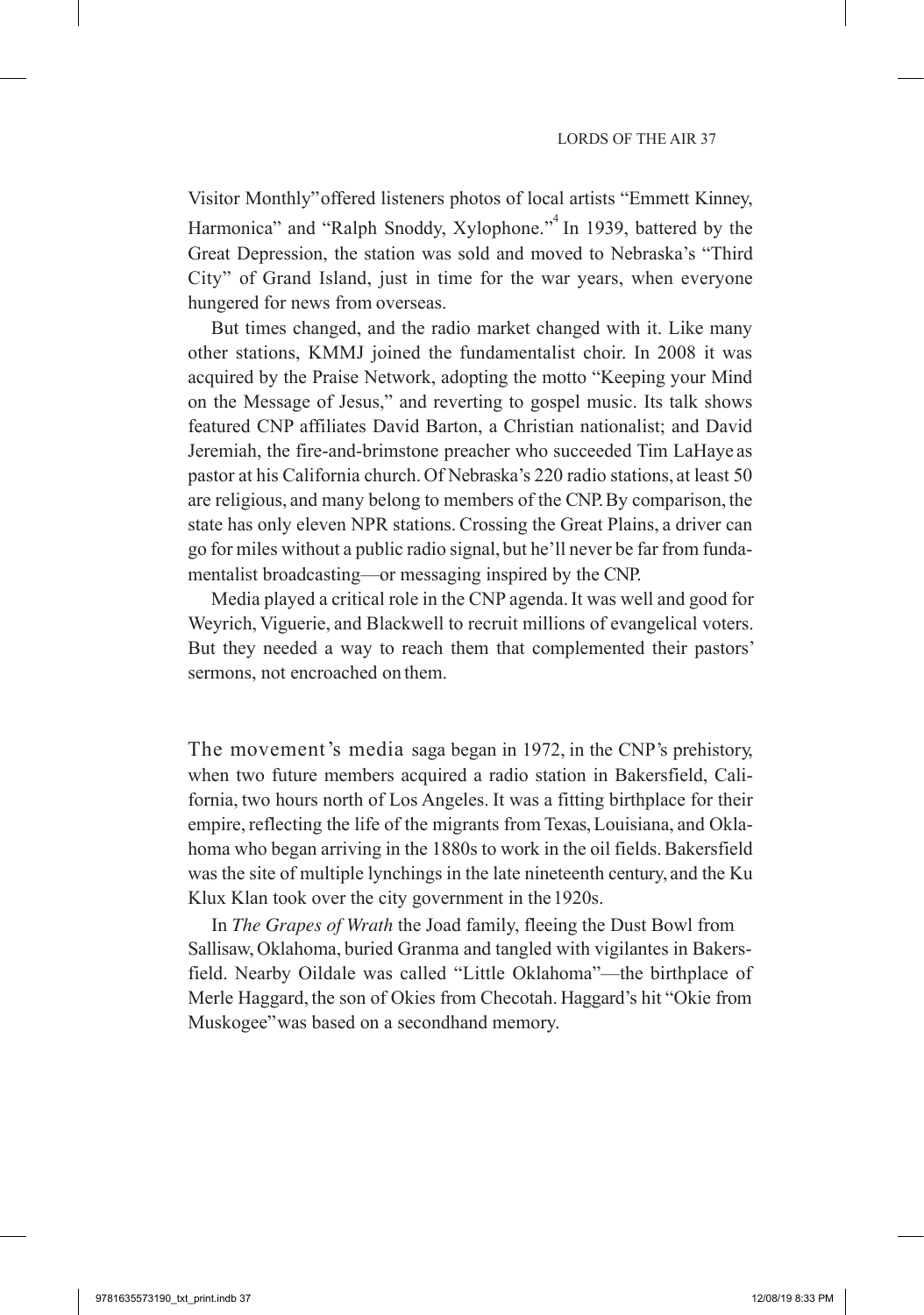Visitor Monthly" offered listeners photos of local artists "Emmett Kinney, Harmonica" and "Ralph Snoddy, Xylophone."[4] In 1939, battered by the Great Depression, the station was sold and moved to Nebraska's "Third City" of Grand Island, just in time for the war years, when everyone hungered for news from overseas.

But times changed, and the radio market changed with it. Like many other stations, KMMJ joined the fundamentalist choir. In 2008 it was acquired by the Praise Network, adopting the motto "Keeping your Mind on the Message of Jesus," and reverting to gospel music. Its talk shows featured CNP affiliates David Barton, a Christian nationalist; and David Jeremiah, the fire-and-brimstone preacher who succeeded Tim LaHaye as pastor at his California church. Of Nebraska's 220 radio stations, at least 50 are religious, and many belong to members of the CNP. By comparison, the state has only eleven NPR stations. Crossing the Great Plains, a driver can go for miles without a public radio signal, but he'll never be far from fundamentalist broadcasting—or messaging inspired by the CNP.

Media played a critical role in the CNP agenda. It was well and good for Weyrich, Viguerie, and Blackwell to recruit millions of evangelical voters. But they needed a way to reach them that complemented their pastors' sermons, not encroached on them.

The movement's media saga began in 1972, in the CNP's prehistory, when two future members acquired a radio station in Bakersfield, California, two hours north of Los Angeles. It was a fitting birthplace for their empire, reflecting the life of the migrants from Texas, Louisiana, and Oklahoma who began arriving in the 1880s to work in the oil fields. Bakersfield was the site of multiple lynchings in the late nineteenth century, and the Ku Klux Klan took over the city government in the 1920s.

In *The Grapes of Wrath* the Joad family, fleeing the Dust Bowl from Sallisaw, Oklahoma, buried Granma and tangled with vigilantes in Bakersfield. Nearby Oildale was called "Little Oklahoma"—the birthplace of Merle Haggard, the son of Okies from Checotah. Haggard's hit "Okie from Muskogee" was based on a secondhand memory.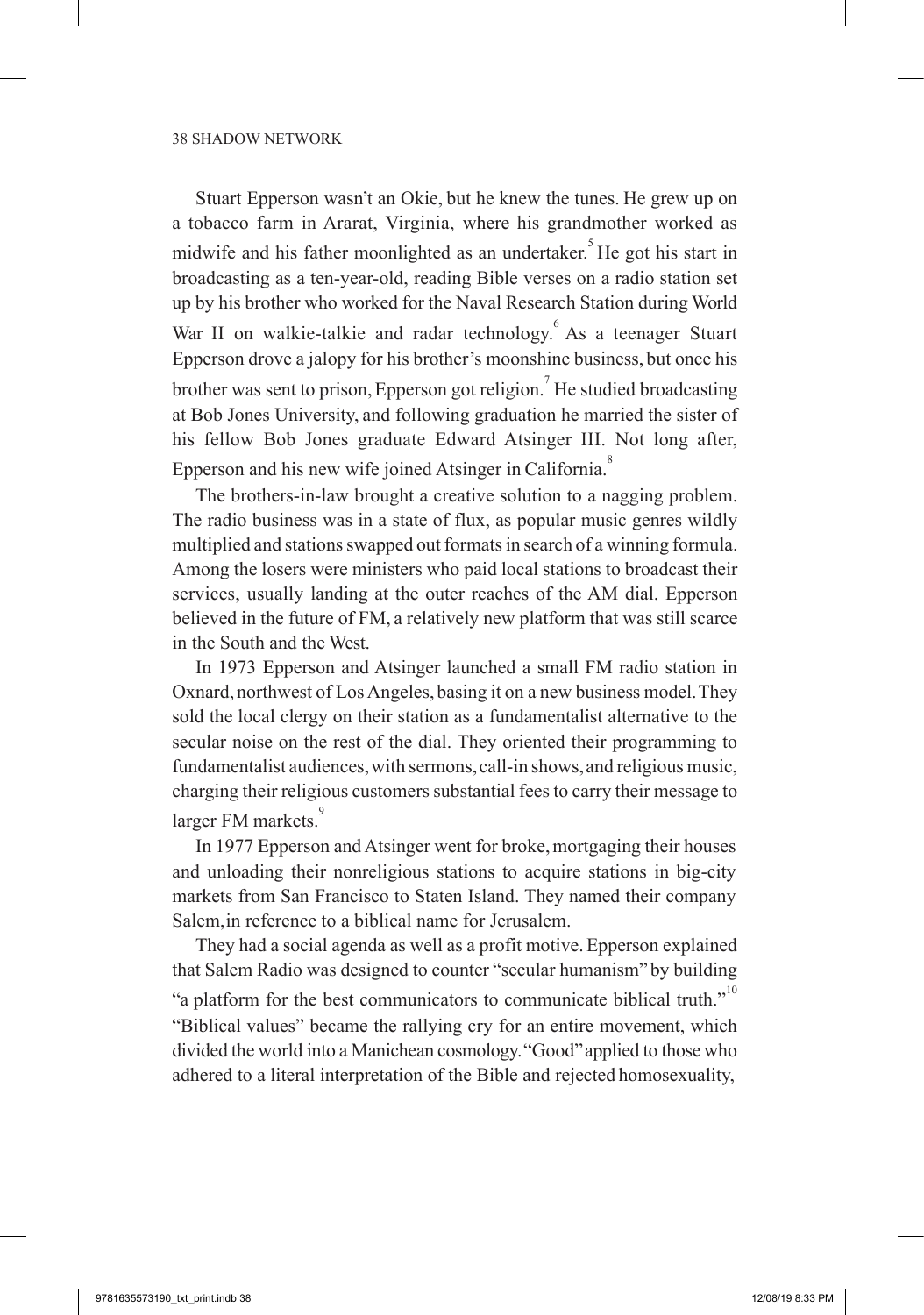Stuart Epperson wasn't an Okie, but he knew the tunes. He grew up on a tobacco farm in Ararat, Virginia, where his grandmother worked as midwife and his father moonlighted as an undertaker.[5] He got his start in broadcasting as a ten-year-old, reading Bible verses on a radio station set up by his brother who worked for the Naval Research Station during World War II on walkie-talkie and radar technology.[6] As a teenager Stuart Epperson drove a jalopy for his brother's moonshine business, but once his brother was sent to prison, Epperson got religion.[7] He studied broadcasting at Bob Jones University, and following graduation he married the sister of his fellow Bob Jones graduate Edward Atsinger III. Not long after, Epperson and his new wife joined Atsinger in California.[8]

The brothers-in-law brought a creative solution to a nagging problem. The radio business was in a state of flux, as popular music genres wildly multiplied and stations swapped out formats in search of a winning formula. Among the losers were ministers who paid local stations to broadcast their services, usually landing at the outer reaches of the AM dial. Epperson believed in the future of FM, a relatively new platform that was still scarce in the South and the West.

In 1973 Epperson and Atsinger launched a small FM radio station in Oxnard, northwest of Los Angeles, basing it on a new business model. They sold the local clergy on their station as a fundamentalist alternative to the secular noise on the rest of the dial. They oriented their programming to fundamentalist audiences, with sermons, call-in shows, and religious music, charging their religious customers substantial fees to carry their message to larger FM markets.[9]

In 1977 Epperson and Atsinger went for broke, mortgaging their houses and unloading their nonreligious stations to acquire stations in big-city markets from San Francisco to Staten Island. They named their company Salem, in reference to a biblical name for Jerusalem.

They had a social agenda as well as a profit motive. Epperson explained that Salem Radio was designed to counter "secular humanism" by building "a platform for the best communicators to communicate biblical truth."[10] "Biblical values" became the rallying cry for an entire movement, which divided the world into a Manichean cosmology. "Good" applied to those who adhered to a literal interpretation of the Bible and rejected homosexuality,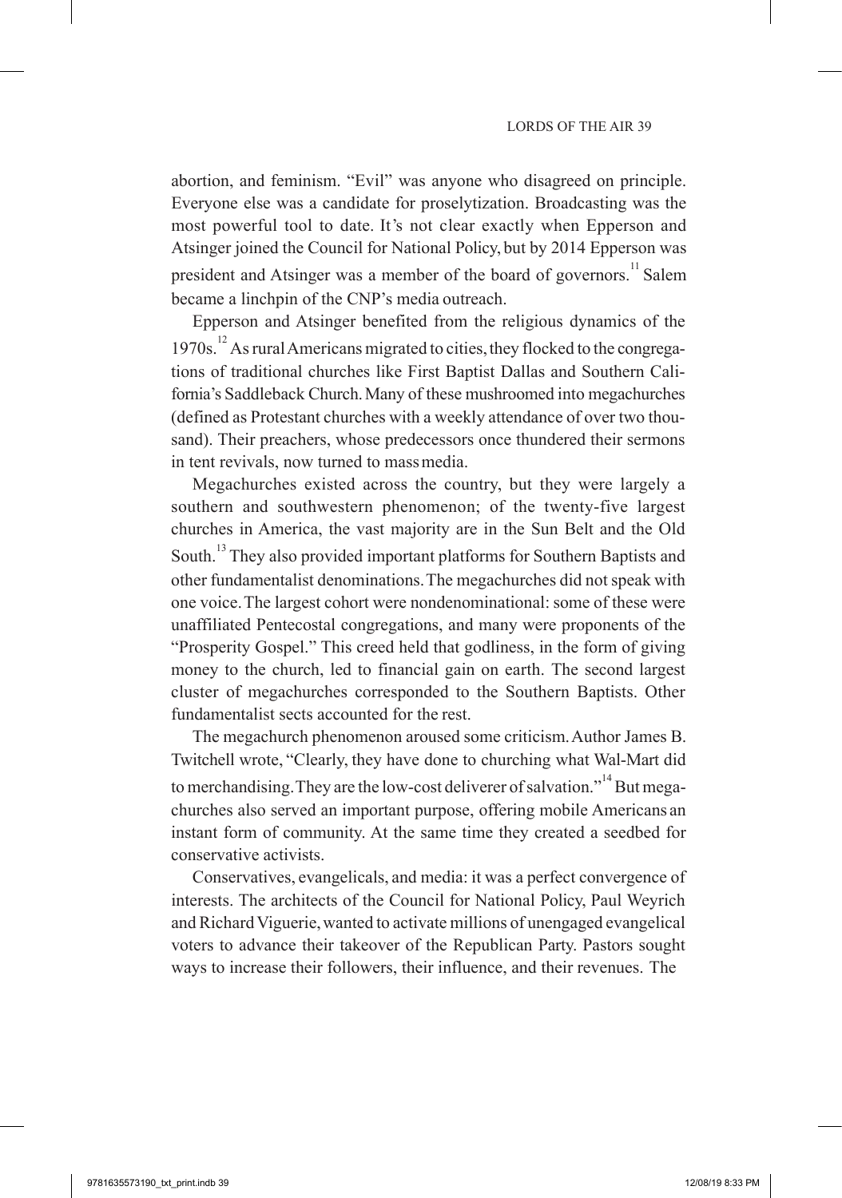abortion, and feminism. "Evil" was anyone who disagreed on principle. Everyone else was a candidate for proselytization. Broadcasting was the most powerful tool to date. It's not clear exactly when Epperson and Atsinger joined the Council for National Policy, but by 2014 Epperson was president and Atsinger was a member of the board of governors.[11] Salem became a linchpin of the CNP's media outreach.

Epperson and Atsinger benefited from the religious dynamics of the 1970s.[12] As rural Americans migrated to cities, they flocked to the congregations of traditional churches like First Baptist Dallas and Southern California's Saddleback Church. Many of these mushroomed into megachurches (defined as Protestant churches with a weekly attendance of over two thousand). Their preachers, whose predecessors once thundered their sermons in tent revivals, now turned to mass media.

Megachurches existed across the country, but they were largely a southern and southwestern phenomenon; of the twenty-five largest churches in America, the vast majority are in the Sun Belt and the Old South.[13] They also provided important platforms for Southern Baptists and other fundamentalist denominations. The megachurches did not speak with one voice. The largest cohort were nondenominational: some of these were unaffiliated Pentecostal congregations, and many were proponents of the "Prosperity Gospel." This creed held that godliness, in the form of giving money to the church, led to financial gain on earth. The second largest cluster of megachurches corresponded to the Southern Baptists. Other fundamentalist sects accounted for the rest.

The megachurch phenomenon aroused some criticism. Author James B. Twitchell wrote, "Clearly, they have done to churching what Wal-Mart did to merchandising. They are the low-cost deliverer of salvation."[14] But megachurches also served an important purpose, offering mobile Americans an instant form of community. At the same time they created a seedbed for conservative activists.

Conservatives, evangelicals, and media: it was a perfect convergence of interests. The architects of the Council for National Policy, Paul Weyrich and Richard Viguerie, wanted to activate millions of unengaged evangelical voters to advance their takeover of the Republican Party. Pastors sought ways to increase their followers, their influence, and their revenues. The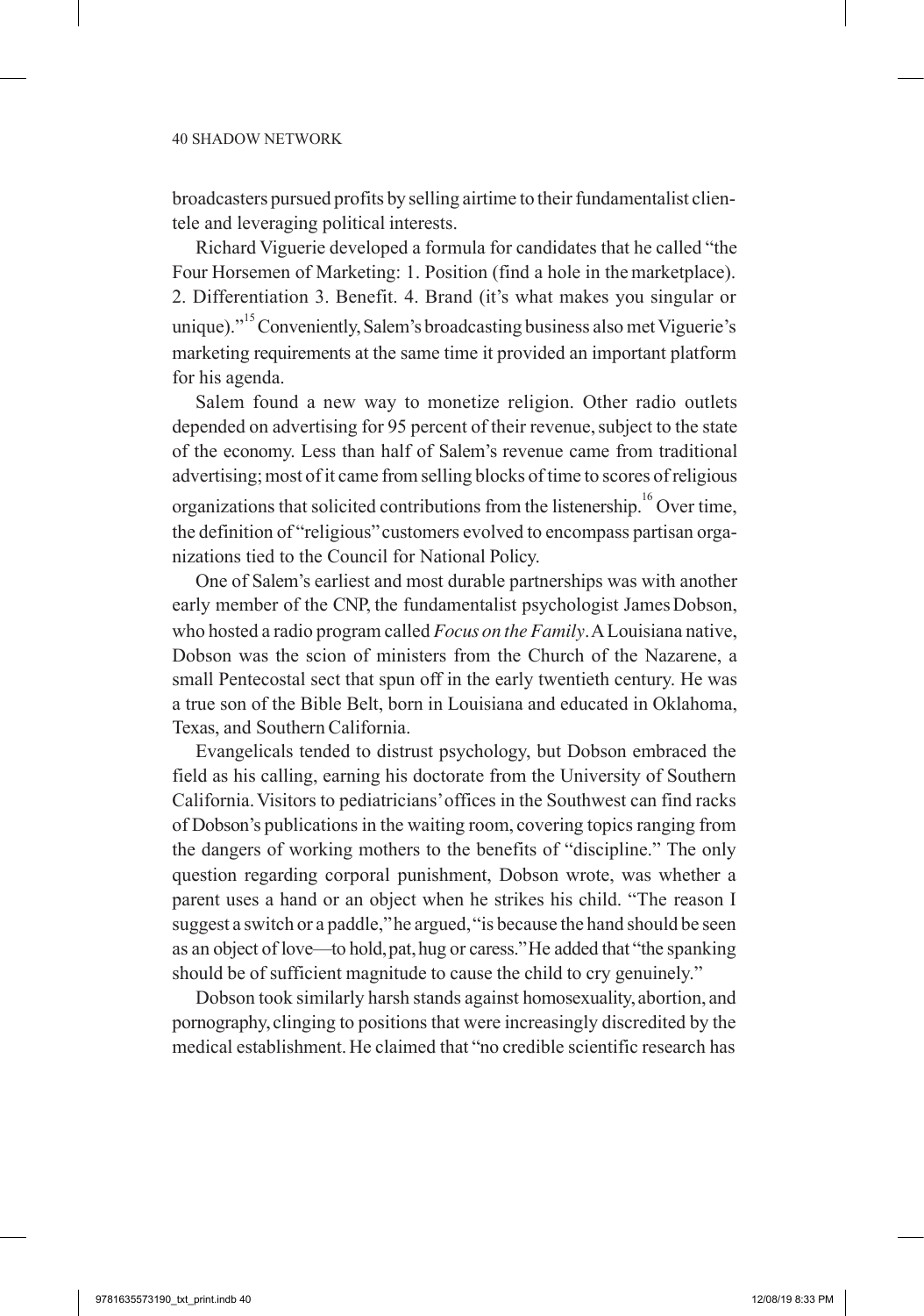broadcasters pursued profits by selling airtime to their fundamentalist clientele and leveraging political interests.

Richard Viguerie developed a formula for candidates that he called "the Four Horsemen of Marketing: 1. Position (find a hole in the marketplace). 2. Differentiation 3. Benefit. 4. Brand (it's what makes you singular or unique)."[15] Conveniently, Salem's broadcasting business also met Viguerie's marketing requirements at the same time it provided an important platform for his agenda.

Salem found a new way to monetize religion. Other radio outlets depended on advertising for 95 percent of their revenue, subject to the state of the economy. Less than half of Salem's revenue came from traditional advertising; most of it came from selling blocks of time to scores of religious organizations that solicited contributions from the listenership.[16] Over time, the definition of "religious" customers evolved to encompass partisan organizations tied to the Council for National Policy.

One of Salem's earliest and most durable partnerships was with another early member of the CNP, the fundamentalist psychologist James Dobson, who hosted a radio program called *Focus on the Family*. A Louisiana native, Dobson was the scion of ministers from the Church of the Nazarene, a small Pentecostal sect that spun off in the early twentieth century. He was a true son of the Bible Belt, born in Louisiana and educated in Oklahoma, Texas, and Southern California.

Evangelicals tended to distrust psychology, but Dobson embraced the field as his calling, earning his doctorate from the University of Southern California. Visitors to pediatricians' offices in the Southwest can find racks of Dobson's publications in the waiting room, covering topics ranging from the dangers of working mothers to the benefits of "discipline." The only question regarding corporal punishment, Dobson wrote, was whether a parent uses a hand or an object when he strikes his child. "The reason I suggest a switch or a paddle," he argued, "is because the hand should be seen as an object of love—to hold, pat, hug or caress." He added that "the spanking should be of sufficient magnitude to cause the child to cry genuinely."

Dobson took similarly harsh stands against homosexuality, abortion, and pornography, clinging to positions that were increasingly discredited by the medical establishment. He claimed that "no credible scientific research has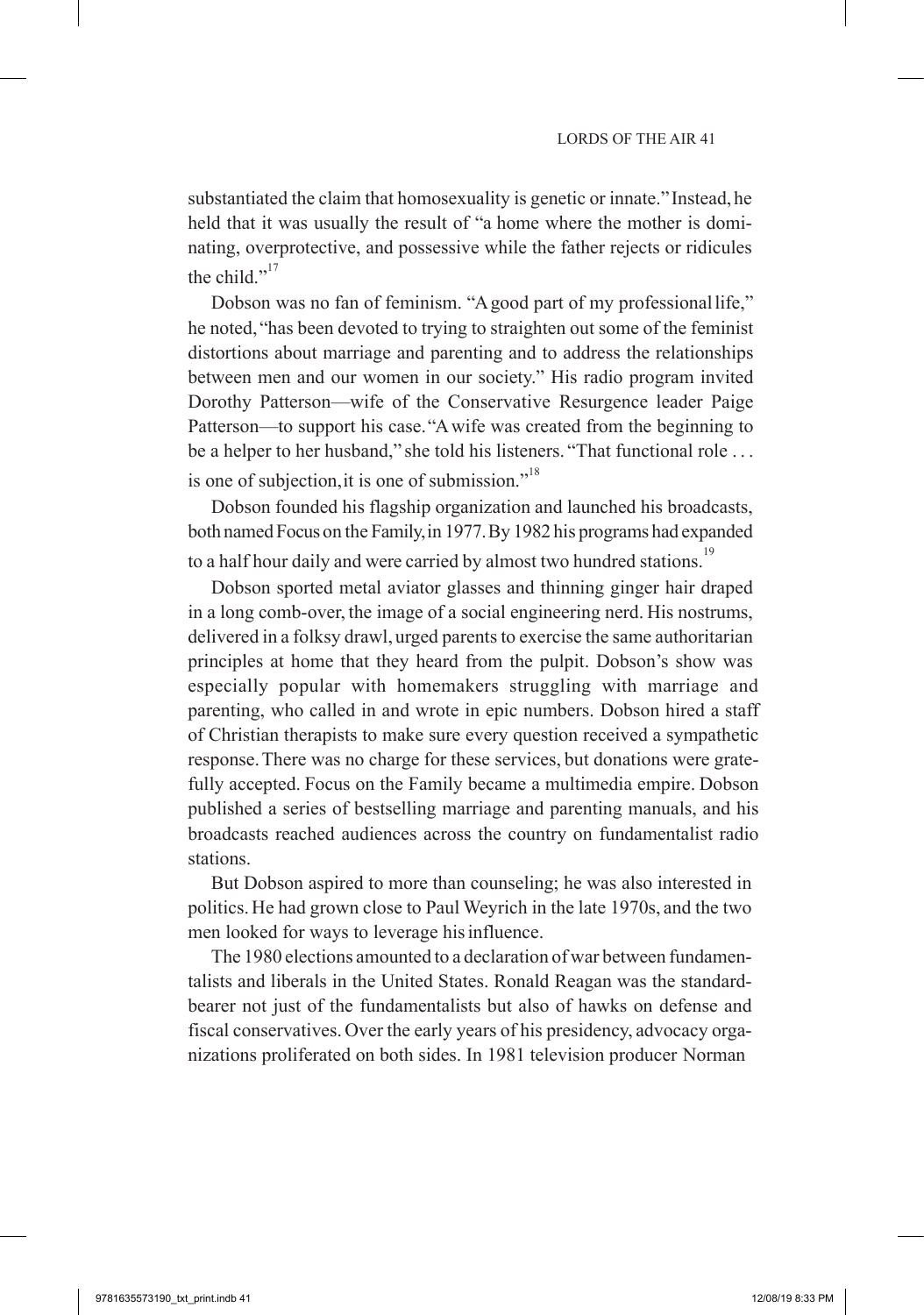substantiated the claim that homosexuality is genetic or innate." Instead, he held that it was usually the result of "a home where the mother is dominating, overprotective, and possessive while the father rejects or ridicules the child."[17]

Dobson was no fan of feminism. "A good part of my professional life," he noted, "has been devoted to trying to straighten out some of the feminist distortions about marriage and parenting and to address the relationships between men and our women in our society." His radio program invited Dorothy Patterson—wife of the Conservative Resurgence leader Paige Patterson—to support his case. "A wife was created from the beginning to be a helper to her husband," she told his listeners. "That functional role . . . is one of subjection, it is one of submission."[18]

Dobson founded his flagship organization and launched his broadcasts, both named Focus on the Family, in 1977. By 1982 his programs had expanded to a half hour daily and were carried by almost two hundred stations.[19]

Dobson sported metal aviator glasses and thinning ginger hair draped in a long comb-over, the image of a social engineering nerd. His nostrums, delivered in a folksy drawl, urged parents to exercise the same authoritarian principles at home that they heard from the pulpit. Dobson's show was especially popular with homemakers struggling with marriage and parenting, who called in and wrote in epic numbers. Dobson hired a staff of Christian therapists to make sure every question received a sympathetic response. There was no charge for these services, but donations were gratefully accepted. Focus on the Family became a multimedia empire. Dobson published a series of bestselling marriage and parenting manuals, and his broadcasts reached audiences across the country on fundamentalist radio stations.

But Dobson aspired to more than counseling; he was also interested in politics. He had grown close to Paul Weyrich in the late 1970s, and the two men looked for ways to leverage his influence.

The 1980 elections amounted to a declaration of war between fundamentalists and liberals in the United States. Ronald Reagan was the standard-bearer not just of the fundamentalists but also of hawks on defense and fiscal conservatives. Over the early years of his presidency, advocacy organizations proliferated on both sides. In 1981 television producer Norman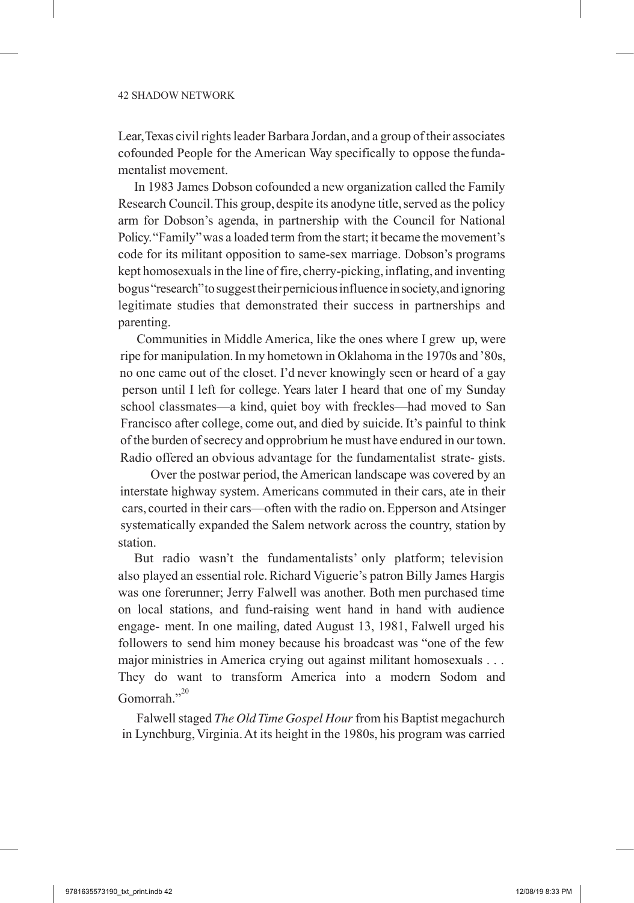Lear, Texas civil rights leader Barbara Jordan, and a group of their associates cofounded People for the American Way specifically to oppose the fundamentalist movement.

In 1983 James Dobson cofounded a new organization called the Family Research Council. This group, despite its anodyne title, served as the policy arm for Dobson's agenda, in partnership with the Council for National Policy. "Family" was a loaded term from the start; it became the movement's code for its militant opposition to same-sex marriage. Dobson's programs kept homosexuals in the line of fire, cherry-picking, inflating, and inventing bogus "research" to suggest their pernicious influence in society, and ignoring legitimate studies that demonstrated their success in partnerships and parenting.

Communities in Middle America, like the ones where I grew up, were ripe for manipulation. In my hometown in Oklahoma in the 1970s and '80s, no one came out of the closet. I'd never knowingly seen or heard of a gay person until I left for college. Years later I heard that one of my Sunday school classmates—a kind, quiet boy with freckles—had moved to San Francisco after college, come out, and died by suicide. It's painful to think of the burden of secrecy and opprobrium he must have endured in our town. Radio offered an obvious advantage for the fundamentalist strategists.

Over the postwar period, the American landscape was covered by an interstate highway system. Americans commuted in their cars, ate in their cars, courted in their cars—often with the radio on. Epperson and Atsinger systematically expanded the Salem network across the country, station by station.

But radio wasn't the fundamentalists' only platform; television also played an essential role. Richard Viguerie's patron Billy James Hargis was one forerunner; Jerry Falwell was another. Both men purchased time on local stations, and fund-raising went hand in hand with audience engagement. In one mailing, dated August 13, 1981, Falwell urged his followers to send him money because his broadcast was "one of the few major ministries in America crying out against militant homosexuals . . . They do want to transform America into a modern Sodom and Gomorrah."[20]

Falwell staged *The Old Time Gospel Hour* from his Baptist megachurch in Lynchburg, Virginia. At its height in the 1980s, his program was carried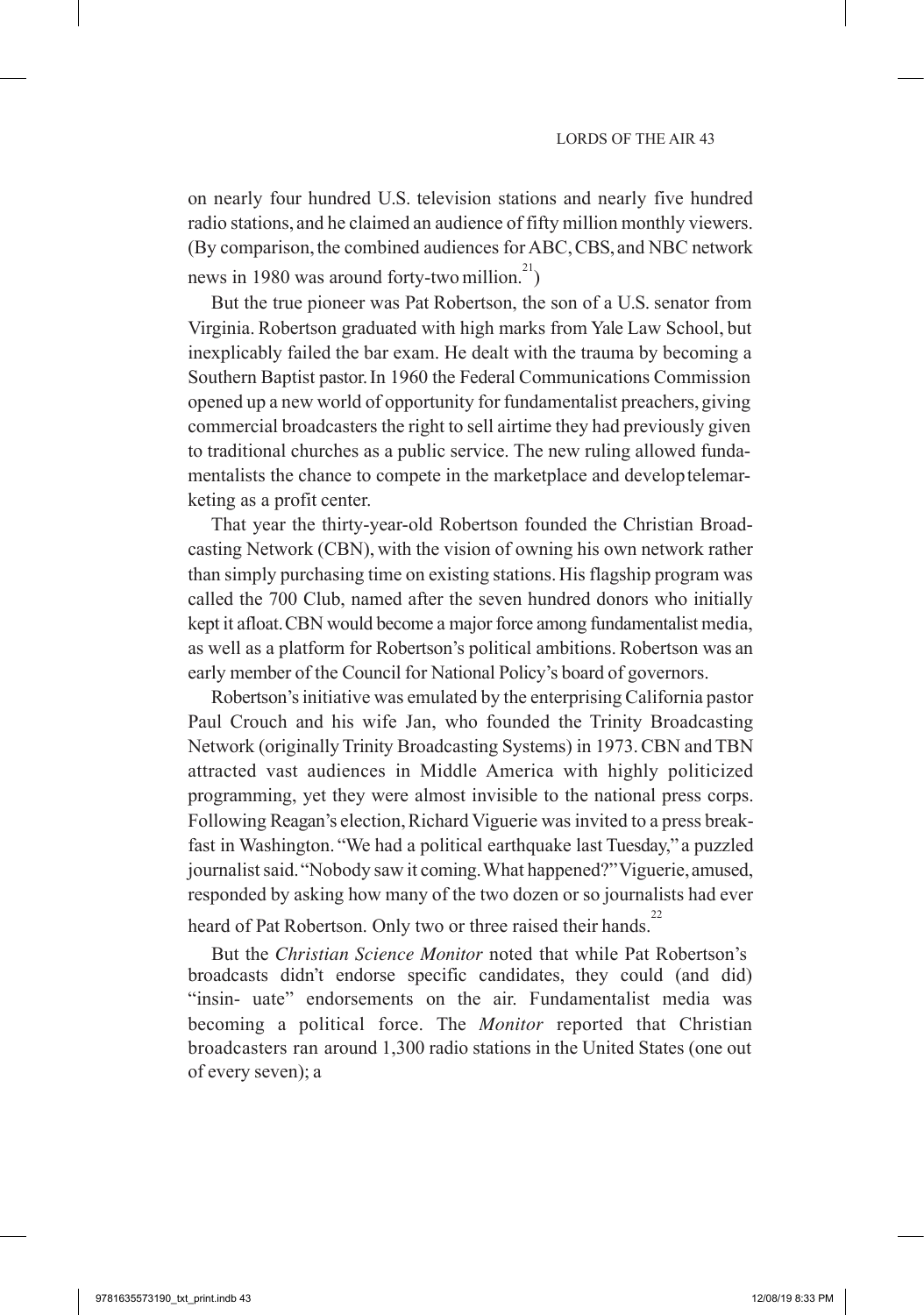on nearly four hundred U.S. television stations and nearly five hundred radio stations, and he claimed an audience of fifty million monthly viewers. (By comparison, the combined audiences for ABC, CBS, and NBC network news in 1980 was around forty-two million.[21])

But the true pioneer was Pat Robertson, the son of a U.S. senator from Virginia. Robertson graduated with high marks from Yale Law School, but inexplicably failed the bar exam. He dealt with the trauma by becoming a Southern Baptist pastor. In 1960 the Federal Communications Commission opened up a new world of opportunity for fundamentalist preachers, giving commercial broadcasters the right to sell airtime they had previously given to traditional churches as a public service. The new ruling allowed fundamentalists the chance to compete in the marketplace and develop telemarketing as a profit center.

That year the thirty-year-old Robertson founded the Christian Broadcasting Network (CBN), with the vision of owning his own network rather than simply purchasing time on existing stations. His flagship program was called the 700 Club, named after the seven hundred donors who initially kept it afloat. CBN would become a major force among fundamentalist media, as well as a platform for Robertson's political ambitions. Robertson was an early member of the Council for National Policy's board of governors.

Robertson's initiative was emulated by the enterprising California pastor Paul Crouch and his wife Jan, who founded the Trinity Broadcasting Network (originally Trinity Broadcasting Systems) in 1973. CBN and TBN attracted vast audiences in Middle America with highly politicized programming, yet they were almost invisible to the national press corps. Following Reagan's election, Richard Viguerie was invited to a press breakfast in Washington. "We had a political earthquake last Tuesday," a puzzled journalist said. "Nobody saw it coming. What happened?" Viguerie, amused, responded by asking how many of the two dozen or so journalists had ever heard of Pat Robertson. Only two or three raised their hands.[22]

But the *Christian Science Monitor* noted that while Pat Robertson's broadcasts didn't endorse specific candidates, they could (and did) "insin- uate" endorsements on the air. Fundamentalist media was becoming a political force. The *Monitor* reported that Christian broadcasters ran around 1,300 radio stations in the United States (one out of every seven); a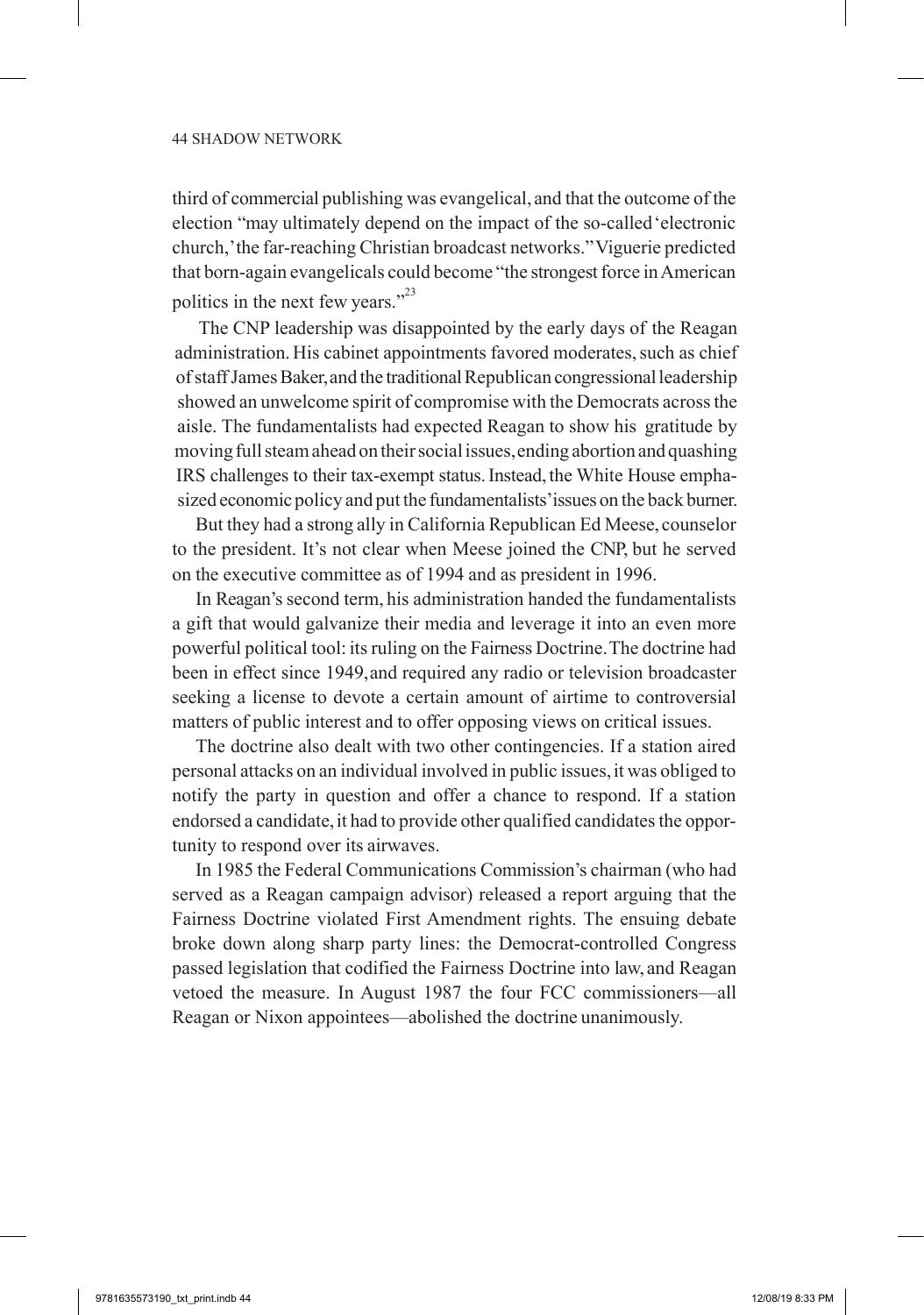third of commercial publishing was evangelical, and that the outcome of the election "may ultimately depend on the impact of the so-called 'electronic church,' the far-reaching Christian broadcast networks." Viguerie predicted that born-again evangelicals could become "the strongest force in American politics in the next few years."[23]

The CNP leadership was disappointed by the early days of the Reagan administration. His cabinet appointments favored moderates, such as chief of staff James Baker, and the traditional Republican congressional leadership showed an unwelcome spirit of compromise with the Democrats across the aisle. The fundamentalists had expected Reagan to show his gratitude by moving full steam ahead on their social issues, ending abortion and quashing IRS challenges to their tax-exempt status. Instead, the White House emphasized economic policy and put the fundamentalists' issues on the back burner.

But they had a strong ally in California Republican Ed Meese, counselor to the president. It's not clear when Meese joined the CNP, but he served on the executive committee as of 1994 and as president in 1996.

In Reagan's second term, his administration handed the fundamentalists a gift that would galvanize their media and leverage it into an even more powerful political tool: its ruling on the Fairness Doctrine. The doctrine had been in effect since 1949, and required any radio or television broadcaster seeking a license to devote a certain amount of airtime to controversial matters of public interest and to offer opposing views on critical issues.

The doctrine also dealt with two other contingencies. If a station aired personal attacks on an individual involved in public issues, it was obliged to notify the party in question and offer a chance to respond. If a station endorsed a candidate, it had to provide other qualified candidates the opportunity to respond over its airwaves.

In 1985 the Federal Communications Commission's chairman (who had served as a Reagan campaign advisor) released a report arguing that the Fairness Doctrine violated First Amendment rights. The ensuing debate broke down along sharp party lines: the Democrat-controlled Congress passed legislation that codified the Fairness Doctrine into law, and Reagan vetoed the measure. In August 1987 the four FCC commissioners—all Reagan or Nixon appointees—abolished the doctrine unanimously.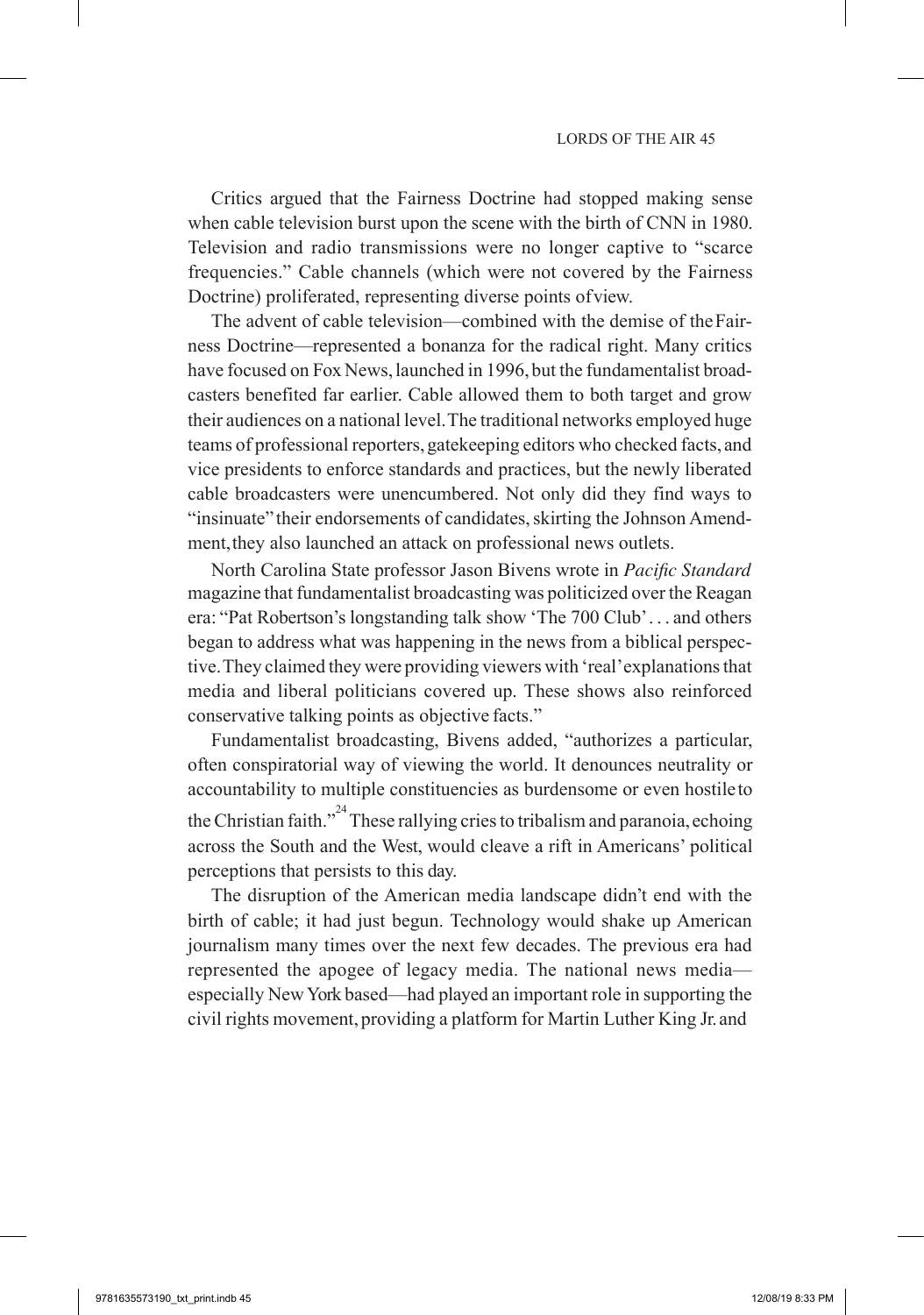Critics argued that the Fairness Doctrine had stopped making sense when cable television burst upon the scene with the birth of CNN in 1980. Television and radio transmissions were no longer captive to "scarce frequencies." Cable channels (which were not covered by the Fairness Doctrine) proliferated, representing diverse points of view.

The advent of cable television—combined with the demise of the Fairness Doctrine—represented a bonanza for the radical right. Many critics have focused on Fox News, launched in 1996, but the fundamentalist broadcasters benefited far earlier. Cable allowed them to both target and grow their audiences on a national level. The traditional networks employed huge teams of professional reporters, gatekeeping editors who checked facts, and vice presidents to enforce standards and practices, but the newly liberated cable broadcasters were unencumbered. Not only did they find ways to "insinuate" their endorsements of candidates, skirting the Johnson Amendment, they also launched an attack on professional news outlets.

North Carolina State professor Jason Bivens wrote in *Pacific Standard* magazine that fundamentalist broadcasting was politicized over the Reagan era: "Pat Robertson's longstanding talk show 'The 700 Club' . . . and others began to address what was happening in the news from a biblical perspective. They claimed they were providing viewers with 'real' explanations that media and liberal politicians covered up. These shows also reinforced conservative talking points as objective facts."

Fundamentalist broadcasting, Bivens added, "authorizes a particular, often conspiratorial way of viewing the world. It denounces neutrality or accountability to multiple constituencies as burdensome or even hostile to the Christian faith."[24] These rallying cries to tribalism and paranoia, echoing across the South and the West, would cleave a rift in Americans' political perceptions that persists to this day.

The disruption of the American media landscape didn't end with the birth of cable; it had just begun. Technology would shake up American journalism many times over the next few decades. The previous era had represented the apogee of legacy media. The national news media—especially New York based—had played an important role in supporting the civil rights movement, providing a platform for Martin Luther King Jr. and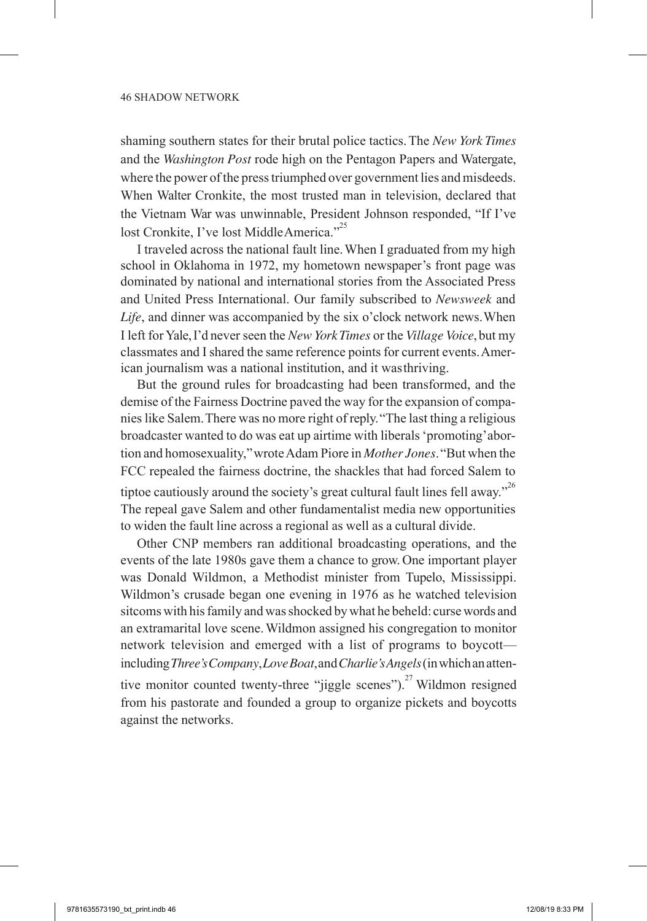shaming southern states for their brutal police tactics. The *New York Times* and the *Washington Post* rode high on the Pentagon Papers and Watergate, where the power of the press triumphed over government lies and misdeeds. When Walter Cronkite, the most trusted man in television, declared that the Vietnam War was unwinnable, President Johnson responded, "If I've lost Cronkite, I've lost Middle America."[25]

I traveled across the national fault line. When I graduated from my high school in Oklahoma in 1972, my hometown newspaper's front page was dominated by national and international stories from the Associated Press and United Press International. Our family subscribed to *Newsweek* and *Life*, and dinner was accompanied by the six o'clock network news. When I left for Yale, I'd never seen the *New York Times* or the *Village Voice*, but my classmates and I shared the same reference points for current events. American journalism was a national institution, and it was thriving.

But the ground rules for broadcasting had been transformed, and the demise of the Fairness Doctrine paved the way for the expansion of companies like Salem. There was no more right of reply. "The last thing a religious broadcaster wanted to do was eat up airtime with liberals 'promoting' abortion and homosexuality," wrote Adam Piore in *Mother Jones*. "But when the FCC repealed the fairness doctrine, the shackles that had forced Salem to tiptoe cautiously around the society's great cultural fault lines fell away."[26] The repeal gave Salem and other fundamentalist media new opportunities to widen the fault line across a regional as well as a cultural divide.

Other CNP members ran additional broadcasting operations, and the events of the late 1980s gave them a chance to grow. One important player was Donald Wildmon, a Methodist minister from Tupelo, Mississippi. Wildmon's crusade began one evening in 1976 as he watched television sitcoms with his family and was shocked by what he beheld: curse words and an extramarital love scene. Wildmon assigned his congregation to monitor network television and emerged with a list of programs to boycott—including *Three's Company*, *Love Boat*, and *Charlie's Angels* (in which an attentive monitor counted twenty-three "jiggle scenes").[27] Wildmon resigned from his pastorate and founded a group to organize pickets and boycotts against the networks.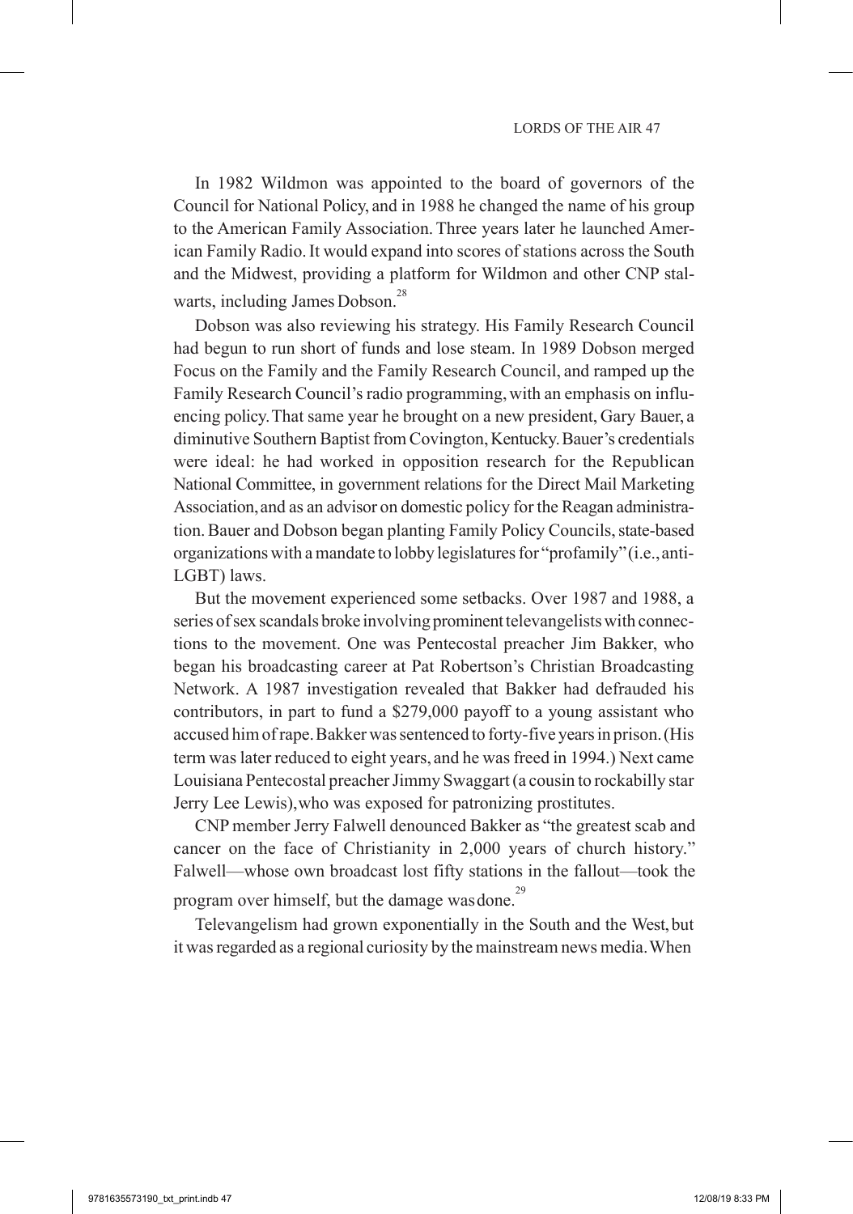In 1982 Wildmon was appointed to the board of governors of the Council for National Policy, and in 1988 he changed the name of his group to the American Family Association. Three years later he launched American Family Radio. It would expand into scores of stations across the South and the Midwest, providing a platform for Wildmon and other CNP stalwarts, including James Dobson.[28]

Dobson was also reviewing his strategy. His Family Research Council had begun to run short of funds and lose steam. In 1989 Dobson merged Focus on the Family and the Family Research Council, and ramped up the Family Research Council's radio programming, with an emphasis on influencing policy. That same year he brought on a new president, Gary Bauer, a diminutive Southern Baptist from Covington, Kentucky. Bauer's credentials were ideal: he had worked in opposition research for the Republican National Committee, in government relations for the Direct Mail Marketing Association, and as an advisor on domestic policy for the Reagan administration. Bauer and Dobson began planting Family Policy Councils, state-based organizations with a mandate to lobby legislatures for "profamily" (i.e., anti-LGBT) laws.

But the movement experienced some setbacks. Over 1987 and 1988, a series of sex scandals broke involving prominent televangelists with connections to the movement. One was Pentecostal preacher Jim Bakker, who began his broadcasting career at Pat Robertson's Christian Broadcasting Network. A 1987 investigation revealed that Bakker had defrauded his contributors, in part to fund a $279,000 payoff to a young assistant who accused him of rape. Bakker was sentenced to forty-five years in prison. (His term was later reduced to eight years, and he was freed in 1994.) Next came Louisiana Pentecostal preacher Jimmy Swaggart (a cousin to rockabilly star Jerry Lee Lewis), who was exposed for patronizing prostitutes.

CNP member Jerry Falwell denounced Bakker as "the greatest scab and cancer on the face of Christianity in 2,000 years of church history." Falwell—whose own broadcast lost fifty stations in the fallout—took the program over himself, but the damage was done.[29]

Televangelism had grown exponentially in the South and the West, but it was regarded as a regional curiosity by the mainstream news media. When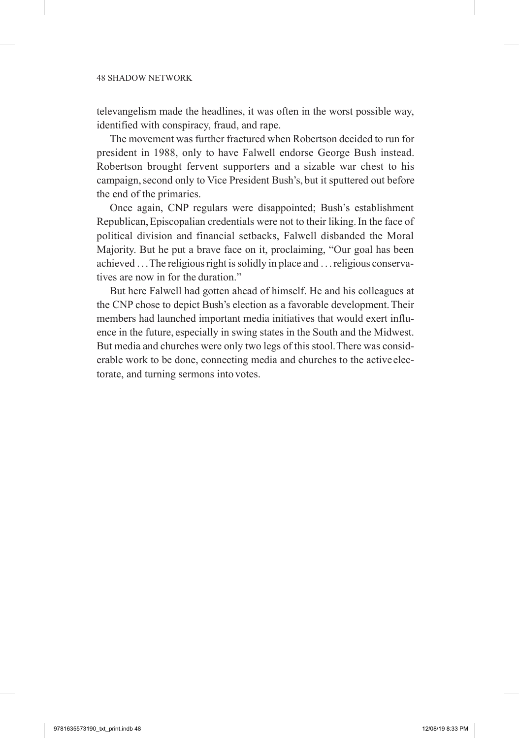televangelism made the headlines, it was often in the worst possible way, identified with conspiracy, fraud, and rape.

The movement was further fractured when Robertson decided to run for president in 1988, only to have Falwell endorse George Bush instead. Robertson brought fervent supporters and a sizable war chest to his campaign, second only to Vice President Bush's, but it sputtered out before the end of the primaries.

Once again, CNP regulars were disappointed; Bush's establishment Republican, Episcopalian credentials were not to their liking. In the face of political division and financial setbacks, Falwell disbanded the Moral Majority. But he put a brave face on it, proclaiming, "Our goal has been achieved . . . The religious right is solidly in place and . . . religious conservatives are now in for the duration."

But here Falwell had gotten ahead of himself. He and his colleagues at the CNP chose to depict Bush's election as a favorable development. Their members had launched important media initiatives that would exert influence in the future, especially in swing states in the South and the Midwest. But media and churches were only two legs of this stool. There was considerable work to be done, connecting media and churches to the active electorate, and turning sermons into votes.